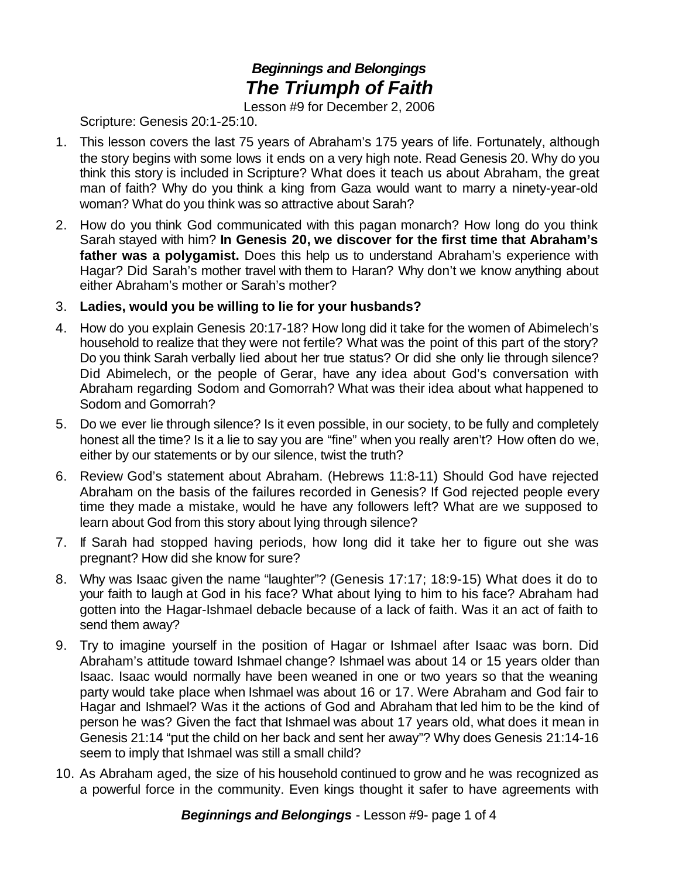# *Beginnings and Belongings*
# *The Triumph of Faith*

Lesson #9 for December 2, 2006

Scripture: Genesis 20:1-25:10.

1. This lesson covers the last 75 years of Abraham's 175 years of life. Fortunately, although the story begins with some lows it ends on a very high note. Read Genesis 20. Why do you think this story is included in Scripture? What does it teach us about Abraham, the great man of faith? Why do you think a king from Gaza would want to marry a ninety-year-old woman? What do you think was so attractive about Sarah?

2. How do you think God communicated with this pagan monarch? How long do you think Sarah stayed with him? **In Genesis 20, we discover for the first time that Abraham's father was a polygamist.** Does this help us to understand Abraham's experience with Hagar? Did Sarah's mother travel with them to Haran? Why don't we know anything about either Abraham's mother or Sarah's mother?

3. **Ladies, would you be willing to lie for your husbands?**

4. How do you explain Genesis 20:17-18? How long did it take for the women of Abimelech's household to realize that they were not fertile? What was the point of this part of the story? Do you think Sarah verbally lied about her true status? Or did she only lie through silence? Did Abimelech, or the people of Gerar, have any idea about God's conversation with Abraham regarding Sodom and Gomorrah? What was their idea about what happened to Sodom and Gomorrah?

5. Do we ever lie through silence? Is it even possible, in our society, to be fully and completely honest all the time? Is it a lie to say you are "fine" when you really aren't? How often do we, either by our statements or by our silence, twist the truth?

6. Review God's statement about Abraham. (Hebrews 11:8-11) Should God have rejected Abraham on the basis of the failures recorded in Genesis? If God rejected people every time they made a mistake, would he have any followers left? What are we supposed to learn about God from this story about lying through silence?

7. If Sarah had stopped having periods, how long did it take her to figure out she was pregnant? How did she know for sure?

8. Why was Isaac given the name "laughter"? (Genesis 17:17; 18:9-15) What does it do to your faith to laugh at God in his face? What about lying to him to his face? Abraham had gotten into the Hagar-Ishmael debacle because of a lack of faith. Was it an act of faith to send them away?

9. Try to imagine yourself in the position of Hagar or Ishmael after Isaac was born. Did Abraham's attitude toward Ishmael change? Ishmael was about 14 or 15 years older than Isaac. Isaac would normally have been weaned in one or two years so that the weaning party would take place when Ishmael was about 16 or 17. Were Abraham and God fair to Hagar and Ishmael? Was it the actions of God and Abraham that led him to be the kind of person he was? Given the fact that Ishmael was about 17 years old, what does it mean in Genesis 21:14 "put the child on her back and sent her away"? Why does Genesis 21:14-16 seem to imply that Ishmael was still a small child?

10. As Abraham aged, the size of his household continued to grow and he was recognized as a powerful force in the community. Even kings thought it safer to have agreements with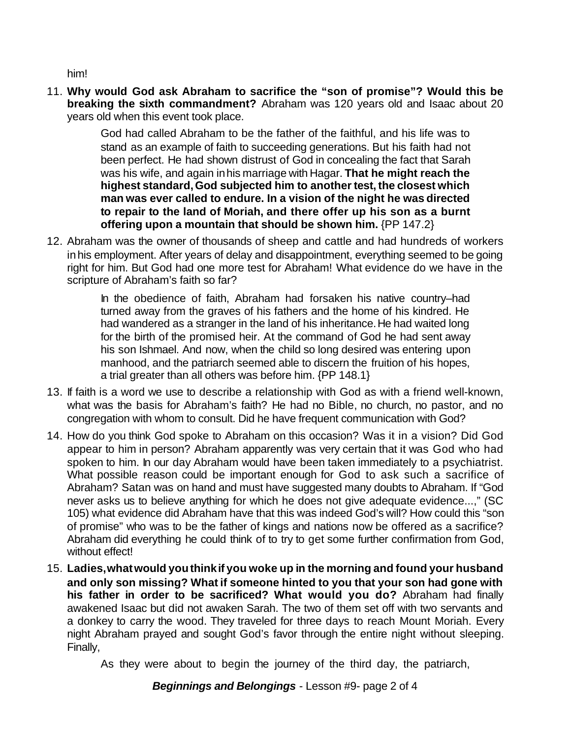him!

11. **Why would God ask Abraham to sacrifice the "son of promise"? Would this be breaking the sixth commandment?** Abraham was 120 years old and Isaac about 20 years old when this event took place.

    > God had called Abraham to be the father of the faithful, and his life was to stand as an example of faith to succeeding generations. But his faith had not been perfect. He had shown distrust of God in concealing the fact that Sarah was his wife, and again in his marriage with Hagar. **That he might reach the highest standard, God subjected him to another test, the closest which man was ever called to endure. In a vision of the night he was directed to repair to the land of Moriah, and there offer up his son as a burnt offering upon a mountain that should be shown him.** {PP 147.2}

12. Abraham was the owner of thousands of sheep and cattle and had hundreds of workers in his employment. After years of delay and disappointment, everything seemed to be going right for him. But God had one more test for Abraham! What evidence do we have in the scripture of Abraham's faith so far?

    > In the obedience of faith, Abraham had forsaken his native country–had turned away from the graves of his fathers and the home of his kindred. He had wandered as a stranger in the land of his inheritance. He had waited long for the birth of the promised heir. At the command of God he had sent away his son Ishmael. And now, when the child so long desired was entering upon manhood, and the patriarch seemed able to discern the fruition of his hopes, a trial greater than all others was before him. {PP 148.1}

13. If faith is a word we use to describe a relationship with God as with a friend well-known, what was the basis for Abraham's faith? He had no Bible, no church, no pastor, and no congregation with whom to consult. Did he have frequent communication with God?

14. How do you think God spoke to Abraham on this occasion? Was it in a vision? Did God appear to him in person? Abraham apparently was very certain that it was God who had spoken to him. In our day Abraham would have been taken immediately to a psychiatrist. What possible reason could be important enough for God to ask such a sacrifice of Abraham? Satan was on hand and must have suggested many doubts to Abraham. If "God never asks us to believe anything for which he does not give adequate evidence...," (SC 105) what evidence did Abraham have that this was indeed God's will? How could this "son of promise" who was to be the father of kings and nations now be offered as a sacrifice? Abraham did everything he could think of to try to get some further confirmation from God, without effect!

15. **Ladies, what would you think if you woke up in the morning and found your husband and only son missing? What if someone hinted to you that your son had gone with his father in order to be sacrificed? What would you do?** Abraham had finally awakened Isaac but did not awaken Sarah. The two of them set off with two servants and a donkey to carry the wood. They traveled for three days to reach Mount Moriah. Every night Abraham prayed and sought God's favor through the entire night without sleeping. Finally,

    > As they were about to begin the journey of the third day, the patriarch,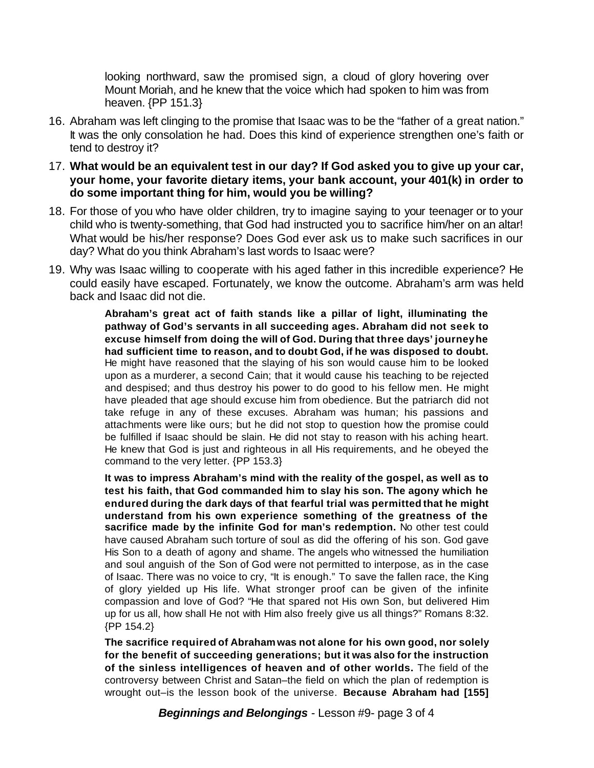looking northward, saw the promised sign, a cloud of glory hovering over Mount Moriah, and he knew that the voice which had spoken to him was from heaven. {PP 151.3}

16. Abraham was left clinging to the promise that Isaac was to be the "father of a great nation." It was the only consolation he had. Does this kind of experience strengthen one's faith or tend to destroy it?
17. **What would be an equivalent test in our day? If God asked you to give up your car, your home, your favorite dietary items, your bank account, your 401(k) in order to do some important thing for him, would you be willing?**
18. For those of you who have older children, try to imagine saying to your teenager or to your child who is twenty-something, that God had instructed you to sacrifice him/her on an altar! What would be his/her response? Does God ever ask us to make such sacrifices in our day? What do you think Abraham's last words to Isaac were?
19. Why was Isaac willing to cooperate with his aged father in this incredible experience? He could easily have escaped. Fortunately, we know the outcome. Abraham's arm was held back and Isaac did not die.

> **Abraham's great act of faith stands like a pillar of light, illuminating the pathway of God's servants in all succeeding ages. Abraham did not seek to excuse himself from doing the will of God. During that three days' journey he had sufficient time to reason, and to doubt God, if he was disposed to doubt.** He might have reasoned that the slaying of his son would cause him to be looked upon as a murderer, a second Cain; that it would cause his teaching to be rejected and despised; and thus destroy his power to do good to his fellow men. He might have pleaded that age should excuse him from obedience. But the patriarch did not take refuge in any of these excuses. Abraham was human; his passions and attachments were like ours; but he did not stop to question how the promise could be fulfilled if Isaac should be slain. He did not stay to reason with his aching heart. He knew that God is just and righteous in all His requirements, and he obeyed the command to the very letter. {PP 153.3}

> **It was to impress Abraham's mind with the reality of the gospel, as well as to test his faith, that God commanded him to slay his son. The agony which he endured during the dark days of that fearful trial was permitted that he might understand from his own experience something of the greatness of the sacrifice made by the infinite God for man's redemption.** No other test could have caused Abraham such torture of soul as did the offering of his son. God gave His Son to a death of agony and shame. The angels who witnessed the humiliation and soul anguish of the Son of God were not permitted to interpose, as in the case of Isaac. There was no voice to cry, "It is enough." To save the fallen race, the King of glory yielded up His life. What stronger proof can be given of the infinite compassion and love of God? "He that spared not His own Son, but delivered Him up for us all, how shall He not with Him also freely give us all things?" Romans 8:32. {PP 154.2}

> **The sacrifice required of Abraham was not alone for his own good, nor solely for the benefit of succeeding generations; but it was also for the instruction of the sinless intelligences of heaven and of other worlds.** The field of the controversy between Christ and Satan–the field on which the plan of redemption is wrought out–is the lesson book of the universe. **Because Abraham had [155]**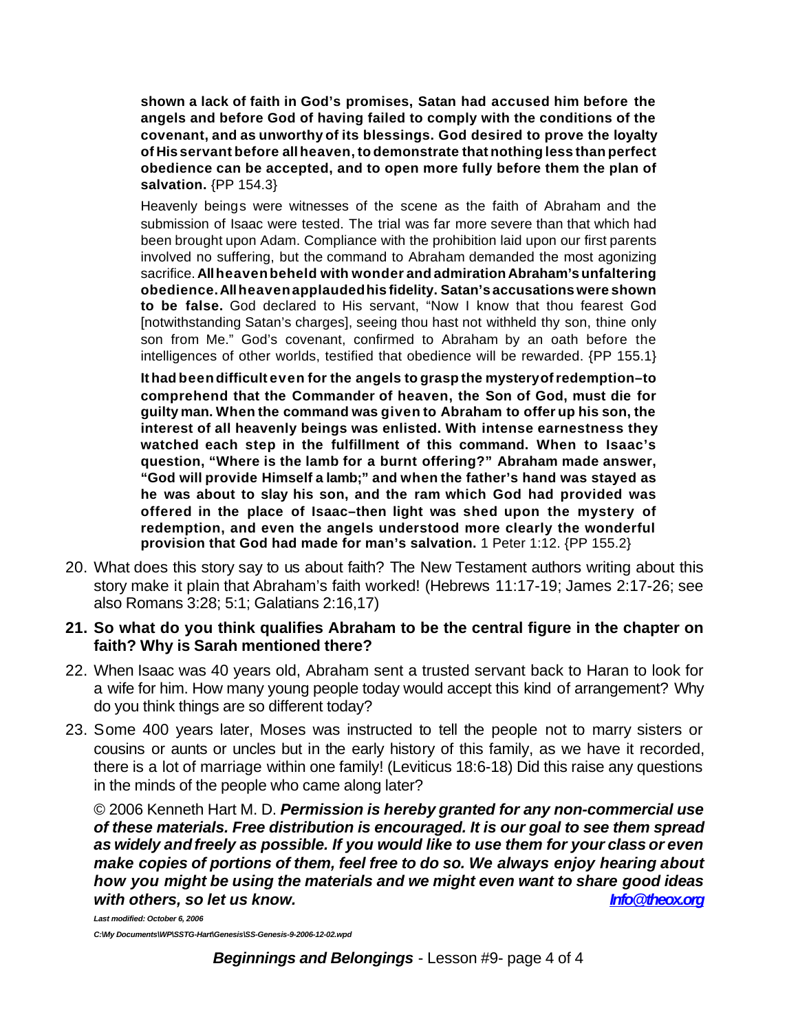**shown a lack of faith in God's promises, Satan had accused him before the angels and before God of having failed to comply with the conditions of the covenant, and as unworthy of its blessings. God desired to prove the loyalty of His servant before all heaven, to demonstrate that nothing less than perfect obedience can be accepted, and to open more fully before them the plan of salvation.** {PP 154.3}

Heavenly beings were witnesses of the scene as the faith of Abraham and the submission of Isaac were tested. The trial was far more severe than that which had been brought upon Adam. Compliance with the prohibition laid upon our first parents involved no suffering, but the command to Abraham demanded the most agonizing sacrifice. **All heaven beheld with wonder and admiration Abraham's unfaltering obedience. All heaven applauded his fidelity. Satan's accusations were shown to be false.** God declared to His servant, "Now I know that thou fearest God [notwithstanding Satan's charges], seeing thou hast not withheld thy son, thine only son from Me." God's covenant, confirmed to Abraham by an oath before the intelligences of other worlds, testified that obedience will be rewarded. {PP 155.1}

**It had been difficult even for the angels to grasp the mystery of redemption–to comprehend that the Commander of heaven, the Son of God, must die for guilty man. When the command was given to Abraham to offer up his son, the interest of all heavenly beings was enlisted. With intense earnestness they watched each step in the fulfillment of this command. When to Isaac's question, "Where is the lamb for a burnt offering?" Abraham made answer, "God will provide Himself a lamb;" and when the father's hand was stayed as he was about to slay his son, and the ram which God had provided was offered in the place of Isaac–then light was shed upon the mystery of redemption, and even the angels understood more clearly the wonderful provision that God had made for man's salvation.** 1 Peter 1:12. {PP 155.2}

20. What does this story say to us about faith? The New Testament authors writing about this story make it plain that Abraham's faith worked! (Hebrews 11:17-19; James 2:17-26; see also Romans 3:28; 5:1; Galatians 2:16,17)
21. **So what do you think qualifies Abraham to be the central figure in the chapter on faith? Why is Sarah mentioned there?**
22. When Isaac was 40 years old, Abraham sent a trusted servant back to Haran to look for a wife for him. How many young people today would accept this kind of arrangement? Why do you think things are so different today?
23. Some 400 years later, Moses was instructed to tell the people not to marry sisters or cousins or aunts or uncles but in the early history of this family, as we have it recorded, there is a lot of marriage within one family! (Leviticus 18:6-18) Did this raise any questions in the minds of the people who came along later?

© 2006 Kenneth Hart M. D. ***Permission is hereby granted for any non-commercial use of these materials. Free distribution is encouraged. It is our goal to see them spread as widely and freely as possible. If you would like to use them for your class or even make copies of portions of them, feel free to do so. We always enjoy hearing about how you might be using the materials and we might even want to share good ideas with others, so let us know.*** ***Info@theox.org***

***Last modified: October 6, 2006***

***C:\My Documents\WP\SSTG-Hart\Genesis\SS-Genesis-9-2006-12-02.wpd***